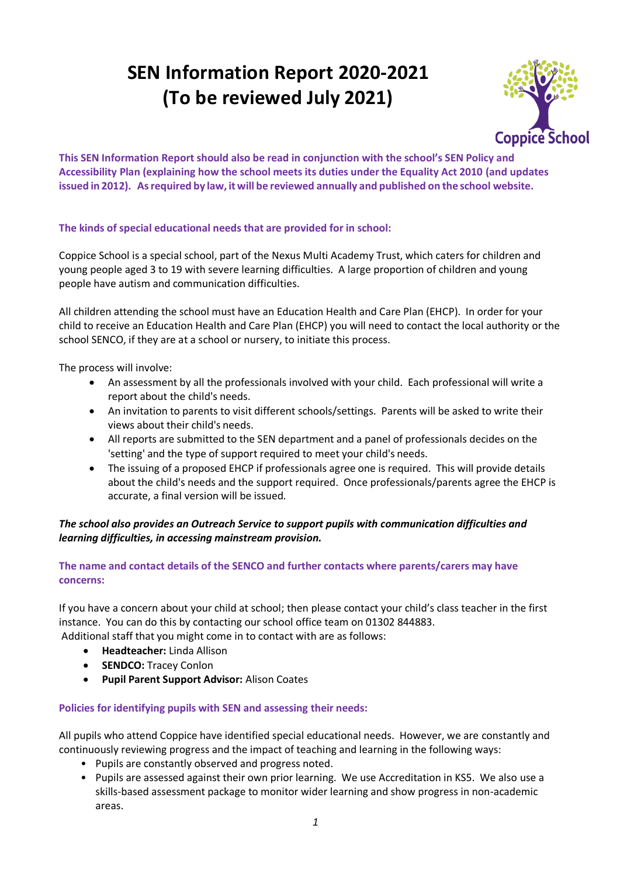# SEN Information Report 2020-2021
# (To be reviewed July 2021)

**This SEN Information Report should also be read in conjunction with the school's SEN Policy and Accessibility Plan (explaining how the school meets its duties under the Equality Act 2010 (and updates issued in 2012). As required by law, it will be reviewed annually and published on the school website.**

### The kinds of special educational needs that are provided for in school:

Coppice School is a special school, part of the Nexus Multi Academy Trust, which caters for children and young people aged 3 to 19 with severe learning difficulties. A large proportion of children and young people have autism and communication difficulties.

All children attending the school must have an Education Health and Care Plan (EHCP). In order for your child to receive an Education Health and Care Plan (EHCP) you will need to contact the local authority or the school SENCO, if they are at a school or nursery, to initiate this process.

The process will involve:

- An assessment by all the professionals involved with your child. Each professional will write a report about the child's needs.
- An invitation to parents to visit different schools/settings. Parents will be asked to write their views about their child's needs.
- All reports are submitted to the SEN department and a panel of professionals decides on the 'setting' and the type of support required to meet your child's needs.
- The issuing of a proposed EHCP if professionals agree one is required. This will provide details about the child's needs and the support required. Once professionals/parents agree the EHCP is accurate, a final version will be issued.

***The school also provides an Outreach Service to support pupils with communication difficulties and learning difficulties, in accessing mainstream provision.***

### The name and contact details of the SENCO and further contacts where parents/carers may have concerns:

If you have a concern about your child at school; then please contact your child's class teacher in the first instance. You can do this by contacting our school office team on 01302 844883.
Additional staff that you might come in to contact with are as follows:

- **Headteacher:** Linda Allison
- **SENDCO:** Tracey Conlon
- **Pupil Parent Support Advisor:** Alison Coates

### Policies for identifying pupils with SEN and assessing their needs:

All pupils who attend Coppice have identified special educational needs. However, we are constantly and continuously reviewing progress and the impact of teaching and learning in the following ways:

- Pupils are constantly observed and progress noted.
- Pupils are assessed against their own prior learning. We use Accreditation in KS5. We also use a skills-based assessment package to monitor wider learning and show progress in non-academic areas.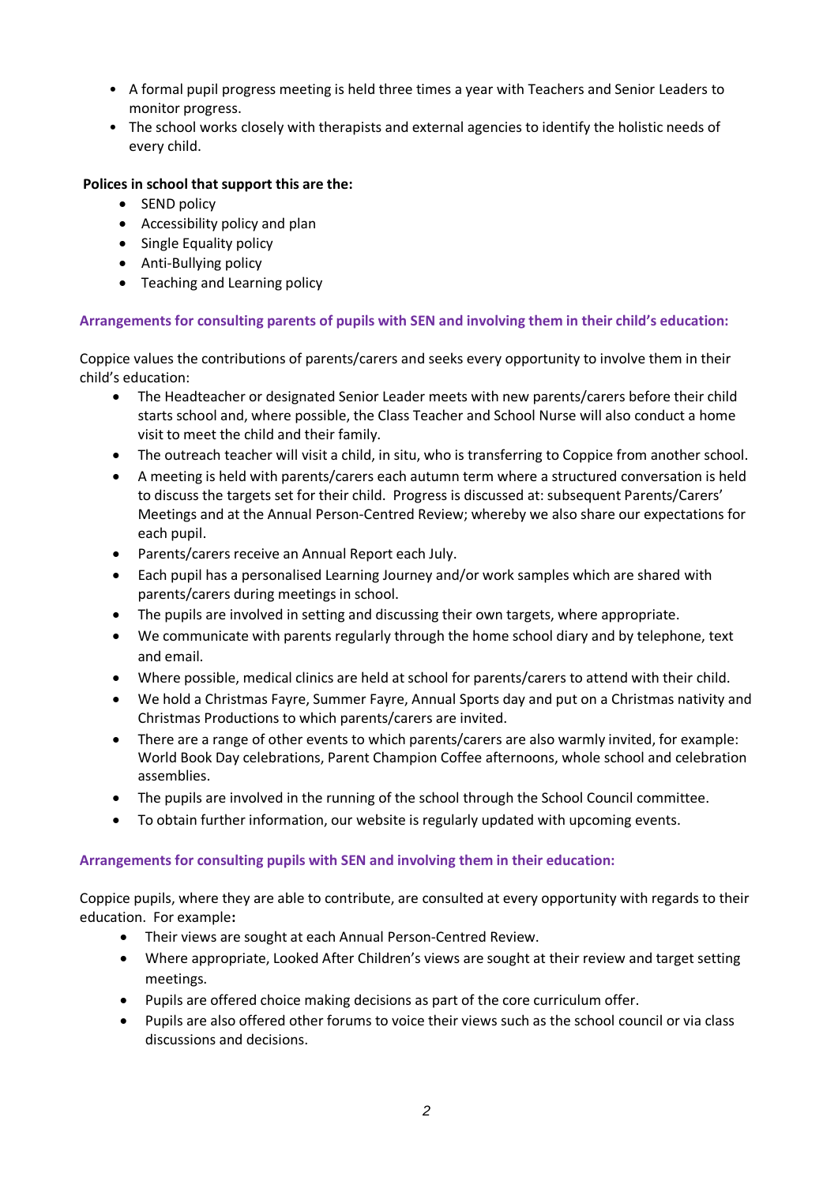- A formal pupil progress meeting is held three times a year with Teachers and Senior Leaders to monitor progress.
- The school works closely with therapists and external agencies to identify the holistic needs of every child.

**Polices in school that support this are the:**

- SEND policy
- Accessibility policy and plan
- Single Equality policy
- Anti-Bullying policy
- Teaching and Learning policy

### Arrangements for consulting parents of pupils with SEN and involving them in their child's education:

Coppice values the contributions of parents/carers and seeks every opportunity to involve them in their child's education:

- The Headteacher or designated Senior Leader meets with new parents/carers before their child starts school and, where possible, the Class Teacher and School Nurse will also conduct a home visit to meet the child and their family.
- The outreach teacher will visit a child, in situ, who is transferring to Coppice from another school.
- A meeting is held with parents/carers each autumn term where a structured conversation is held to discuss the targets set for their child. Progress is discussed at: subsequent Parents/Carers' Meetings and at the Annual Person-Centred Review; whereby we also share our expectations for each pupil.
- Parents/carers receive an Annual Report each July.
- Each pupil has a personalised Learning Journey and/or work samples which are shared with parents/carers during meetings in school.
- The pupils are involved in setting and discussing their own targets, where appropriate.
- We communicate with parents regularly through the home school diary and by telephone, text and email.
- Where possible, medical clinics are held at school for parents/carers to attend with their child.
- We hold a Christmas Fayre, Summer Fayre, Annual Sports day and put on a Christmas nativity and Christmas Productions to which parents/carers are invited.
- There are a range of other events to which parents/carers are also warmly invited, for example: World Book Day celebrations, Parent Champion Coffee afternoons, whole school and celebration assemblies.
- The pupils are involved in the running of the school through the School Council committee.
- To obtain further information, our website is regularly updated with upcoming events.

### Arrangements for consulting pupils with SEN and involving them in their education:

Coppice pupils, where they are able to contribute, are consulted at every opportunity with regards to their education. For example**:**

- Their views are sought at each Annual Person-Centred Review.
- Where appropriate, Looked After Children's views are sought at their review and target setting meetings.
- Pupils are offered choice making decisions as part of the core curriculum offer.
- Pupils are also offered other forums to voice their views such as the school council or via class discussions and decisions.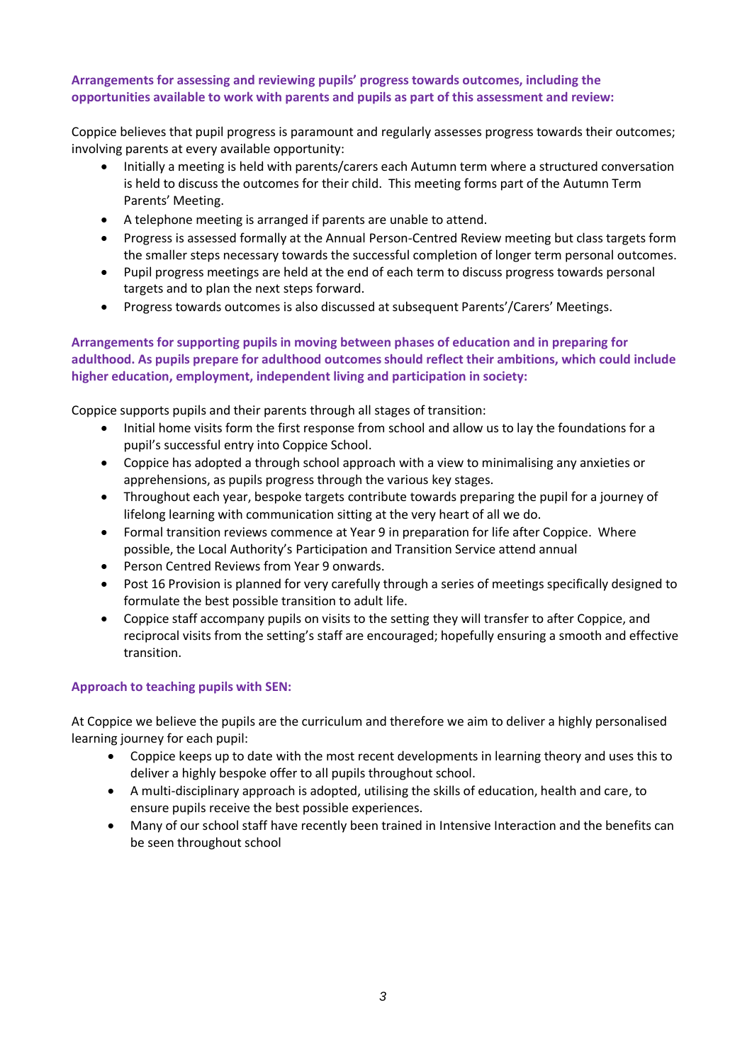**Arrangements for assessing and reviewing pupils' progress towards outcomes, including the opportunities available to work with parents and pupils as part of this assessment and review:**

Coppice believes that pupil progress is paramount and regularly assesses progress towards their outcomes; involving parents at every available opportunity:

- Initially a meeting is held with parents/carers each Autumn term where a structured conversation is held to discuss the outcomes for their child. This meeting forms part of the Autumn Term Parents' Meeting.
- A telephone meeting is arranged if parents are unable to attend.
- Progress is assessed formally at the Annual Person-Centred Review meeting but class targets form the smaller steps necessary towards the successful completion of longer term personal outcomes.
- Pupil progress meetings are held at the end of each term to discuss progress towards personal targets and to plan the next steps forward.
- Progress towards outcomes is also discussed at subsequent Parents'/Carers' Meetings.

**Arrangements for supporting pupils in moving between phases of education and in preparing for adulthood. As pupils prepare for adulthood outcomes should reflect their ambitions, which could include higher education, employment, independent living and participation in society:**

Coppice supports pupils and their parents through all stages of transition:

- Initial home visits form the first response from school and allow us to lay the foundations for a pupil's successful entry into Coppice School.
- Coppice has adopted a through school approach with a view to minimalising any anxieties or apprehensions, as pupils progress through the various key stages.
- Throughout each year, bespoke targets contribute towards preparing the pupil for a journey of lifelong learning with communication sitting at the very heart of all we do.
- Formal transition reviews commence at Year 9 in preparation for life after Coppice. Where possible, the Local Authority's Participation and Transition Service attend annual
- Person Centred Reviews from Year 9 onwards.
- Post 16 Provision is planned for very carefully through a series of meetings specifically designed to formulate the best possible transition to adult life.
- Coppice staff accompany pupils on visits to the setting they will transfer to after Coppice, and reciprocal visits from the setting's staff are encouraged; hopefully ensuring a smooth and effective transition.

**Approach to teaching pupils with SEN:**

At Coppice we believe the pupils are the curriculum and therefore we aim to deliver a highly personalised learning journey for each pupil:

- Coppice keeps up to date with the most recent developments in learning theory and uses this to deliver a highly bespoke offer to all pupils throughout school.
- A multi-disciplinary approach is adopted, utilising the skills of education, health and care, to ensure pupils receive the best possible experiences.
- Many of our school staff have recently been trained in Intensive Interaction and the benefits can be seen throughout school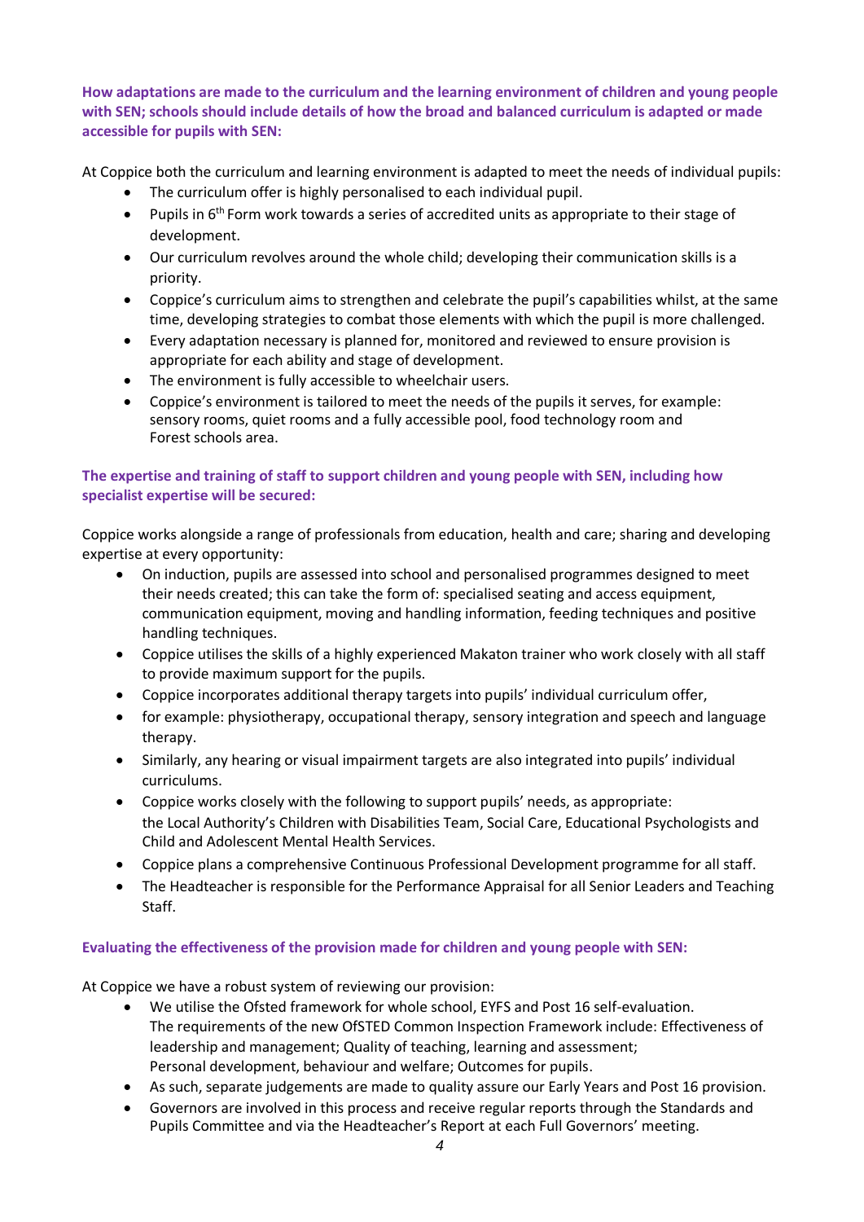**How adaptations are made to the curriculum and the learning environment of children and young people with SEN; schools should include details of how the broad and balanced curriculum is adapted or made accessible for pupils with SEN:**

At Coppice both the curriculum and learning environment is adapted to meet the needs of individual pupils:

- The curriculum offer is highly personalised to each individual pupil.
- Pupils in 6th Form work towards a series of accredited units as appropriate to their stage of development.
- Our curriculum revolves around the whole child; developing their communication skills is a priority.
- Coppice's curriculum aims to strengthen and celebrate the pupil's capabilities whilst, at the same time, developing strategies to combat those elements with which the pupil is more challenged.
- Every adaptation necessary is planned for, monitored and reviewed to ensure provision is appropriate for each ability and stage of development.
- The environment is fully accessible to wheelchair users.
- Coppice's environment is tailored to meet the needs of the pupils it serves, for example: sensory rooms, quiet rooms and a fully accessible pool, food technology room and Forest schools area.

**The expertise and training of staff to support children and young people with SEN, including how specialist expertise will be secured:**

Coppice works alongside a range of professionals from education, health and care; sharing and developing expertise at every opportunity:

- On induction, pupils are assessed into school and personalised programmes designed to meet their needs created; this can take the form of: specialised seating and access equipment, communication equipment, moving and handling information, feeding techniques and positive handling techniques.
- Coppice utilises the skills of a highly experienced Makaton trainer who work closely with all staff to provide maximum support for the pupils.
- Coppice incorporates additional therapy targets into pupils' individual curriculum offer,
- for example: physiotherapy, occupational therapy, sensory integration and speech and language therapy.
- Similarly, any hearing or visual impairment targets are also integrated into pupils' individual curriculums.
- Coppice works closely with the following to support pupils' needs, as appropriate: the Local Authority's Children with Disabilities Team, Social Care, Educational Psychologists and Child and Adolescent Mental Health Services.
- Coppice plans a comprehensive Continuous Professional Development programme for all staff.
- The Headteacher is responsible for the Performance Appraisal for all Senior Leaders and Teaching Staff.

**Evaluating the effectiveness of the provision made for children and young people with SEN:**

At Coppice we have a robust system of reviewing our provision:

- We utilise the Ofsted framework for whole school, EYFS and Post 16 self-evaluation. The requirements of the new OfSTED Common Inspection Framework include: Effectiveness of leadership and management; Quality of teaching, learning and assessment; Personal development, behaviour and welfare; Outcomes for pupils.
- As such, separate judgements are made to quality assure our Early Years and Post 16 provision.
- Governors are involved in this process and receive regular reports through the Standards and Pupils Committee and via the Headteacher's Report at each Full Governors' meeting.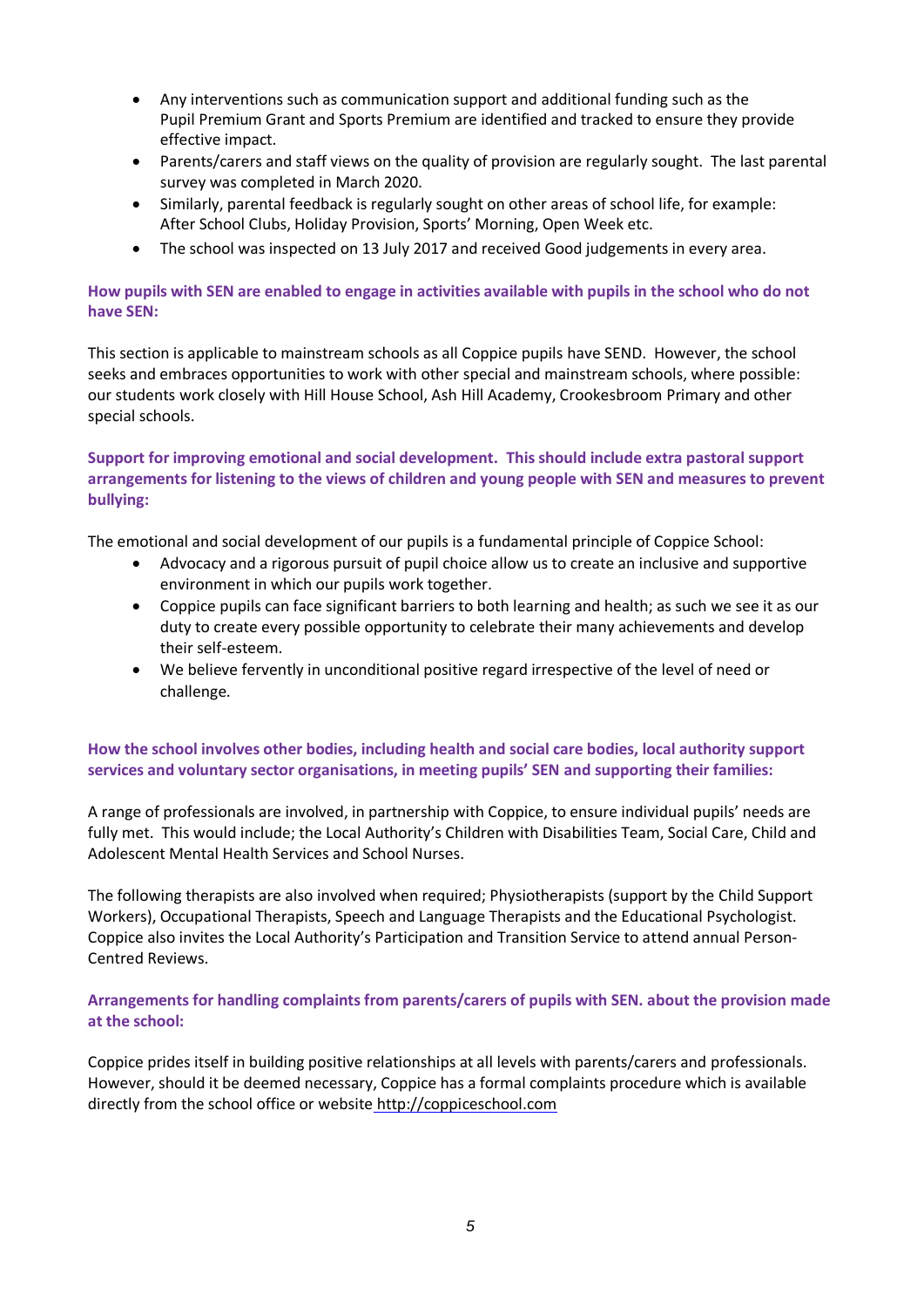- Any interventions such as communication support and additional funding such as the Pupil Premium Grant and Sports Premium are identified and tracked to ensure they provide effective impact.
- Parents/carers and staff views on the quality of provision are regularly sought. The last parental survey was completed in March 2020.
- Similarly, parental feedback is regularly sought on other areas of school life, for example: After School Clubs, Holiday Provision, Sports' Morning, Open Week etc.
- The school was inspected on 13 July 2017 and received Good judgements in every area.

**How pupils with SEN are enabled to engage in activities available with pupils in the school who do not have SEN:**

This section is applicable to mainstream schools as all Coppice pupils have SEND. However, the school seeks and embraces opportunities to work with other special and mainstream schools, where possible: our students work closely with Hill House School, Ash Hill Academy, Crookesbroom Primary and other special schools.

**Support for improving emotional and social development. This should include extra pastoral support arrangements for listening to the views of children and young people with SEN and measures to prevent bullying:**

The emotional and social development of our pupils is a fundamental principle of Coppice School:

- Advocacy and a rigorous pursuit of pupil choice allow us to create an inclusive and supportive environment in which our pupils work together.
- Coppice pupils can face significant barriers to both learning and health; as such we see it as our duty to create every possible opportunity to celebrate their many achievements and develop their self-esteem.
- We believe fervently in unconditional positive regard irrespective of the level of need or challenge.

**How the school involves other bodies, including health and social care bodies, local authority support services and voluntary sector organisations, in meeting pupils' SEN and supporting their families:**

A range of professionals are involved, in partnership with Coppice, to ensure individual pupils' needs are fully met. This would include; the Local Authority's Children with Disabilities Team, Social Care, Child and Adolescent Mental Health Services and School Nurses.

The following therapists are also involved when required; Physiotherapists (support by the Child Support Workers), Occupational Therapists, Speech and Language Therapists and the Educational Psychologist. Coppice also invites the Local Authority's Participation and Transition Service to attend annual Person-Centred Reviews.

**Arrangements for handling complaints from parents/carers of pupils with SEN. about the provision made at the school:**

Coppice prides itself in building positive relationships at all levels with parents/carers and professionals. However, should it be deemed necessary, Coppice has a formal complaints procedure which is available directly from the school office or website http://coppiceschool.com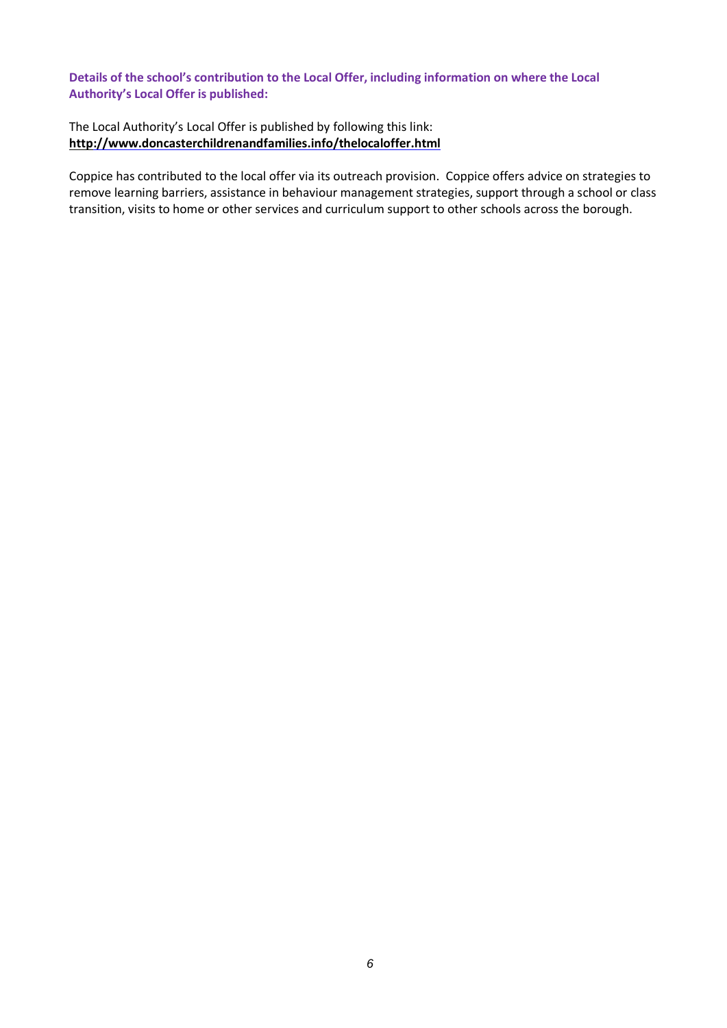**Details of the school's contribution to the Local Offer, including information on where the Local Authority's Local Offer is published:**

The Local Authority's Local Offer is published by following this link:
**http://www.doncasterchildrenandfamilies.info/thelocaloffer.html**

Coppice has contributed to the local offer via its outreach provision. Coppice offers advice on strategies to remove learning barriers, assistance in behaviour management strategies, support through a school or class transition, visits to home or other services and curriculum support to other schools across the borough.